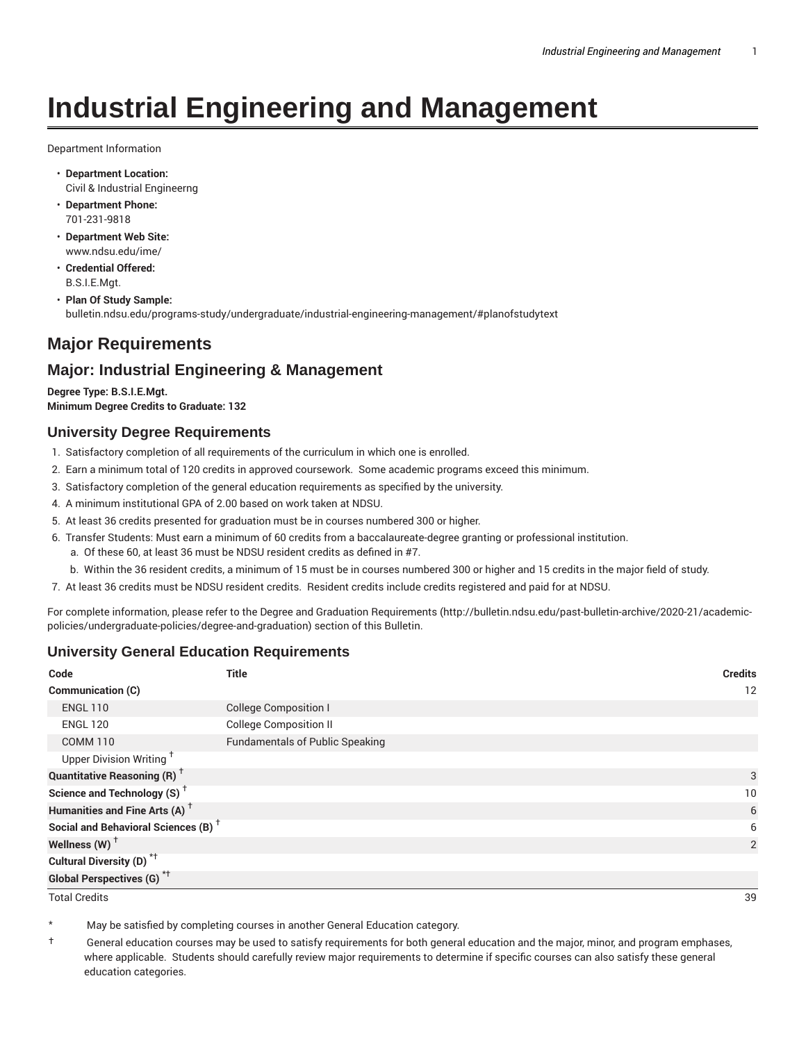# Industrial Engineering and Management

Department Information

- **Department Location:**
  Civil & Industrial Engineerng
- **Department Phone:**
  701-231-9818
- **Department Web Site:**
  www.ndsu.edu/ime/
- **Credential Offered:**
  B.S.I.E.Mgt.
- **Plan Of Study Sample:**
  bulletin.ndsu.edu/programs-study/undergraduate/industrial-engineering-management/#planofstudytext

## Major Requirements

## Major: Industrial Engineering & Management

**Degree Type: B.S.I.E.Mgt.**
**Minimum Degree Credits to Graduate: 132**

### University Degree Requirements

1. Satisfactory completion of all requirements of the curriculum in which one is enrolled.
2. Earn a minimum total of 120 credits in approved coursework. Some academic programs exceed this minimum.
3. Satisfactory completion of the general education requirements as specified by the university.
4. A minimum institutional GPA of 2.00 based on work taken at NDSU.
5. At least 36 credits presented for graduation must be in courses numbered 300 or higher.
6. Transfer Students: Must earn a minimum of 60 credits from a baccalaureate-degree granting or professional institution.
   a. Of these 60, at least 36 must be NDSU resident credits as defined in #7.
   b. Within the 36 resident credits, a minimum of 15 must be in courses numbered 300 or higher and 15 credits in the major field of study.
7. At least 36 credits must be NDSU resident credits. Resident credits include credits registered and paid for at NDSU.

For complete information, please refer to the Degree and Graduation Requirements (http://bulletin.ndsu.edu/past-bulletin-archive/2020-21/academic-policies/undergraduate-policies/degree-and-graduation) section of this Bulletin.

### University General Education Requirements

| Code | Title | Credits |
| --- | --- | --- |
| **Communication (C)** | | 12 |
| ENGL 110 | College Composition I | |
| ENGL 120 | College Composition II | |
| COMM 110 | Fundamentals of Public Speaking | |
| Upper Division Writing † | | |
| **Quantitative Reasoning (R)** † | | 3 |
| **Science and Technology (S)** † | | 10 |
| **Humanities and Fine Arts (A)** † | | 6 |
| **Social and Behavioral Sciences (B)** † | | 6 |
| **Wellness (W)** † | | 2 |
| **Cultural Diversity (D)** *† | | |
| **Global Perspectives (G)** *† | | |
| Total Credits | | 39 |

\* May be satisfied by completing courses in another General Education category.

† General education courses may be used to satisfy requirements for both general education and the major, minor, and program emphases, where applicable. Students should carefully review major requirements to determine if specific courses can also satisfy these general education categories.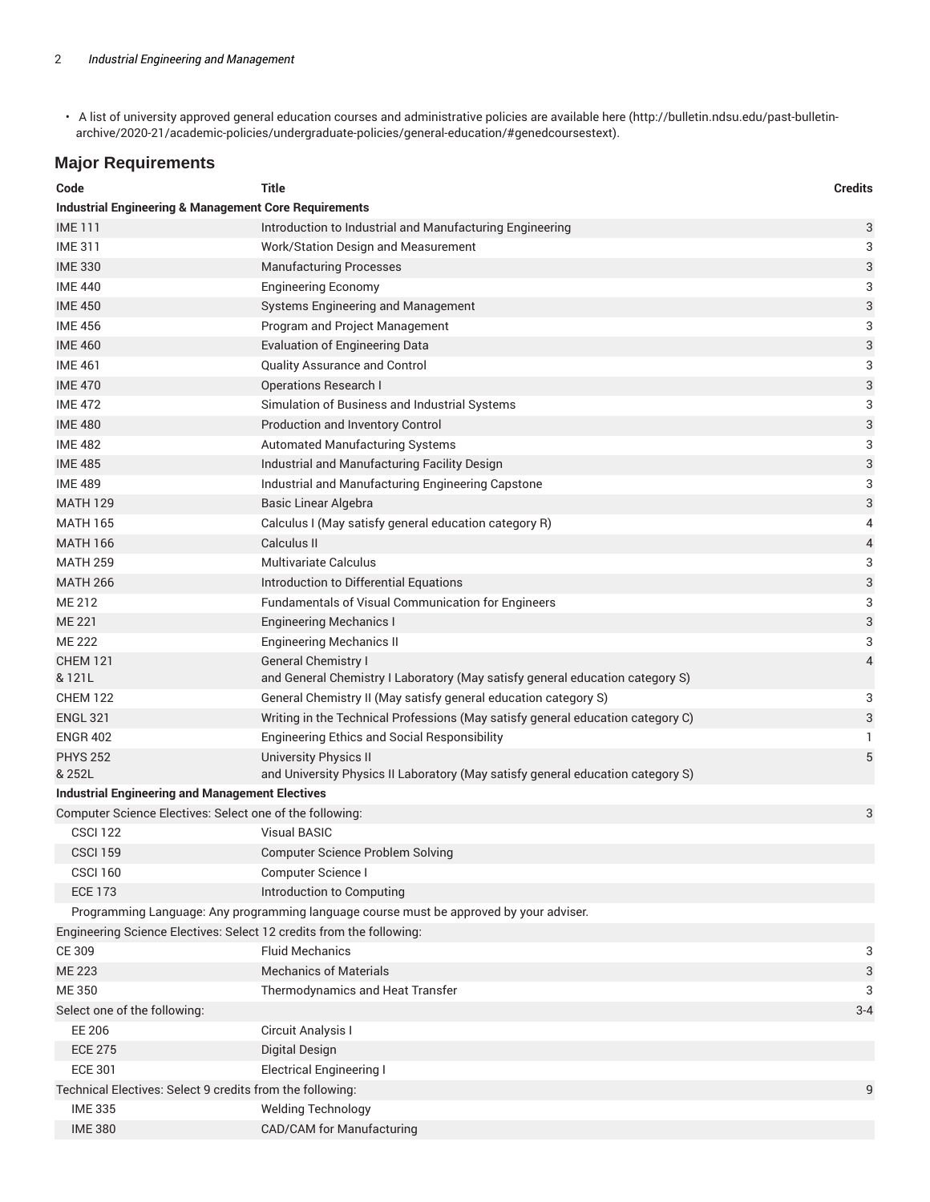- A list of university approved general education courses and administrative policies are available here (http://bulletin.ndsu.edu/past-bulletin-archive/2020-21/academic-policies/undergraduate-policies/general-education/#genedcoursestext).

## Major Requirements

| Code | Title | Credits |
|---|---|---|
| **Industrial Engineering & Management Core Requirements** | | |
| IME 111 | Introduction to Industrial and Manufacturing Engineering | 3 |
| IME 311 | Work/Station Design and Measurement | 3 |
| IME 330 | Manufacturing Processes | 3 |
| IME 440 | Engineering Economy | 3 |
| IME 450 | Systems Engineering and Management | 3 |
| IME 456 | Program and Project Management | 3 |
| IME 460 | Evaluation of Engineering Data | 3 |
| IME 461 | Quality Assurance and Control | 3 |
| IME 470 | Operations Research I | 3 |
| IME 472 | Simulation of Business and Industrial Systems | 3 |
| IME 480 | Production and Inventory Control | 3 |
| IME 482 | Automated Manufacturing Systems | 3 |
| IME 485 | Industrial and Manufacturing Facility Design | 3 |
| IME 489 | Industrial and Manufacturing Engineering Capstone | 3 |
| MATH 129 | Basic Linear Algebra | 3 |
| MATH 165 | Calculus I (May satisfy general education category R) | 4 |
| MATH 166 | Calculus II | 4 |
| MATH 259 | Multivariate Calculus | 3 |
| MATH 266 | Introduction to Differential Equations | 3 |
| ME 212 | Fundamentals of Visual Communication for Engineers | 3 |
| ME 221 | Engineering Mechanics I | 3 |
| ME 222 | Engineering Mechanics II | 3 |
| CHEM 121 & 121L | General Chemistry I and General Chemistry I Laboratory (May satisfy general education category S) | 4 |
| CHEM 122 | General Chemistry II (May satisfy general education category S) | 3 |
| ENGL 321 | Writing in the Technical Professions (May satisfy general education category C) | 3 |
| ENGR 402 | Engineering Ethics and Social Responsibility | 1 |
| PHYS 252 & 252L | University Physics II and University Physics II Laboratory (May satisfy general education category S) | 5 |
| **Industrial Engineering and Management Electives** | | |
| Computer Science Electives: Select one of the following: | | 3 |
| CSCI 122 | Visual BASIC | |
| CSCI 159 | Computer Science Problem Solving | |
| CSCI 160 | Computer Science I | |
| ECE 173 | Introduction to Computing | |
| Programming Language: Any programming language course must be approved by your adviser. | | |
| Engineering Science Electives: Select 12 credits from the following: | | |
| CE 309 | Fluid Mechanics | 3 |
| ME 223 | Mechanics of Materials | 3 |
| ME 350 | Thermodynamics and Heat Transfer | 3 |
| Select one of the following: | | 3-4 |
| EE 206 | Circuit Analysis I | |
| ECE 275 | Digital Design | |
| ECE 301 | Electrical Engineering I | |
| Technical Electives: Select 9 credits from the following: | | 9 |
| IME 335 | Welding Technology | |
| IME 380 | CAD/CAM for Manufacturing | |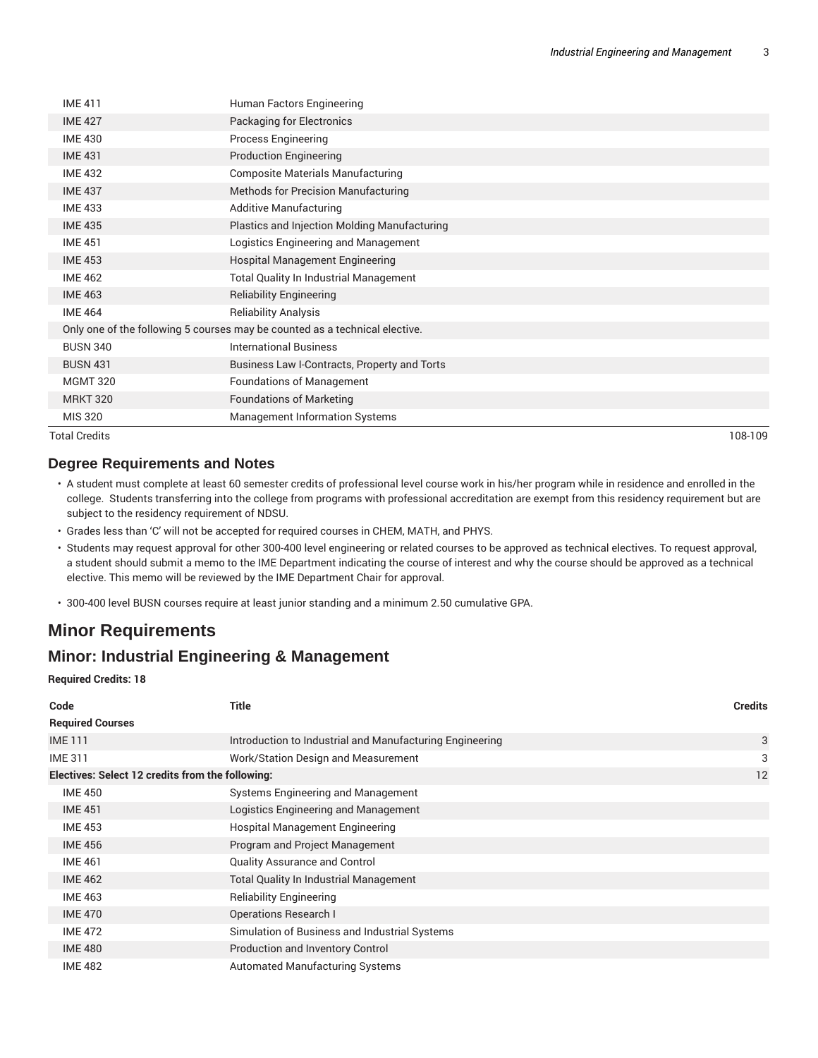| | | |
|---|---|---|
| IME 411 | Human Factors Engineering | |
| IME 427 | Packaging for Electronics | |
| IME 430 | Process Engineering | |
| IME 431 | Production Engineering | |
| IME 432 | Composite Materials Manufacturing | |
| IME 437 | Methods for Precision Manufacturing | |
| IME 433 | Additive Manufacturing | |
| IME 435 | Plastics and Injection Molding Manufacturing | |
| IME 451 | Logistics Engineering and Management | |
| IME 453 | Hospital Management Engineering | |
| IME 462 | Total Quality In Industrial Management | |
| IME 463 | Reliability Engineering | |
| IME 464 | Reliability Analysis | |
| Only one of the following 5 courses may be counted as a technical elective. | | |
| BUSN 340 | International Business | |
| BUSN 431 | Business Law I-Contracts, Property and Torts | |
| MGMT 320 | Foundations of Management | |
| MRKT 320 | Foundations of Marketing | |
| MIS 320 | Management Information Systems | |
| Total Credits | | 108-109 |

### Degree Requirements and Notes

- A student must complete at least 60 semester credits of professional level course work in his/her program while in residence and enrolled in the college. Students transferring into the college from programs with professional accreditation are exempt from this residency requirement but are subject to the residency requirement of NDSU.
- Grades less than 'C' will not be accepted for required courses in CHEM, MATH, and PHYS.
- Students may request approval for other 300-400 level engineering or related courses to be approved as technical electives. To request approval, a student should submit a memo to the IME Department indicating the course of interest and why the course should be approved as a technical elective. This memo will be reviewed by the IME Department Chair for approval.
- 300-400 level BUSN courses require at least junior standing and a minimum 2.50 cumulative GPA.

## Minor Requirements

### Minor: Industrial Engineering & Management

**Required Credits: 18**

| Code | Title | Credits |
|---|---|---|
| **Required Courses** | | |
| IME 111 | Introduction to Industrial and Manufacturing Engineering | 3 |
| IME 311 | Work/Station Design and Measurement | 3 |
| **Electives: Select 12 credits from the following:** | | 12 |
| IME 450 | Systems Engineering and Management | |
| IME 451 | Logistics Engineering and Management | |
| IME 453 | Hospital Management Engineering | |
| IME 456 | Program and Project Management | |
| IME 461 | Quality Assurance and Control | |
| IME 462 | Total Quality In Industrial Management | |
| IME 463 | Reliability Engineering | |
| IME 470 | Operations Research I | |
| IME 472 | Simulation of Business and Industrial Systems | |
| IME 480 | Production and Inventory Control | |
| IME 482 | Automated Manufacturing Systems | |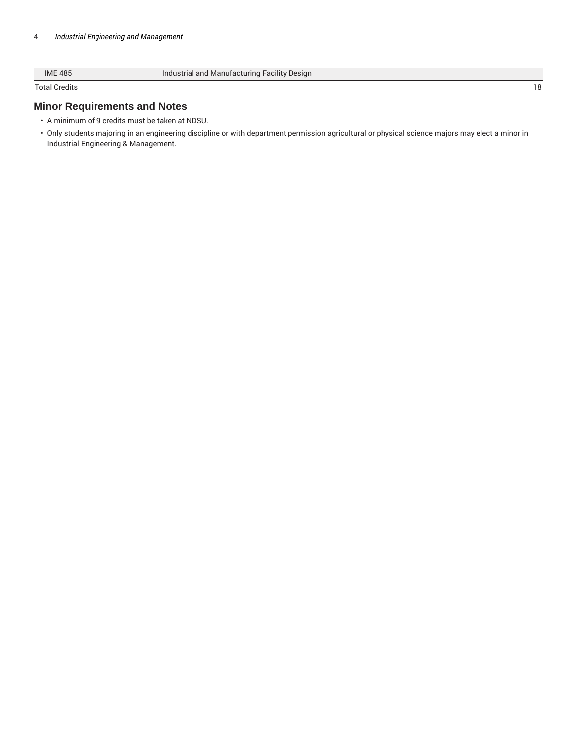| | | |
|---|---|---|
| IME 485 | Industrial and Manufacturing Facility Design | |
| Total Credits | | 18 |

## Minor Requirements and Notes

- A minimum of 9 credits must be taken at NDSU.
- Only students majoring in an engineering discipline or with department permission agricultural or physical science majors may elect a minor in Industrial Engineering & Management.